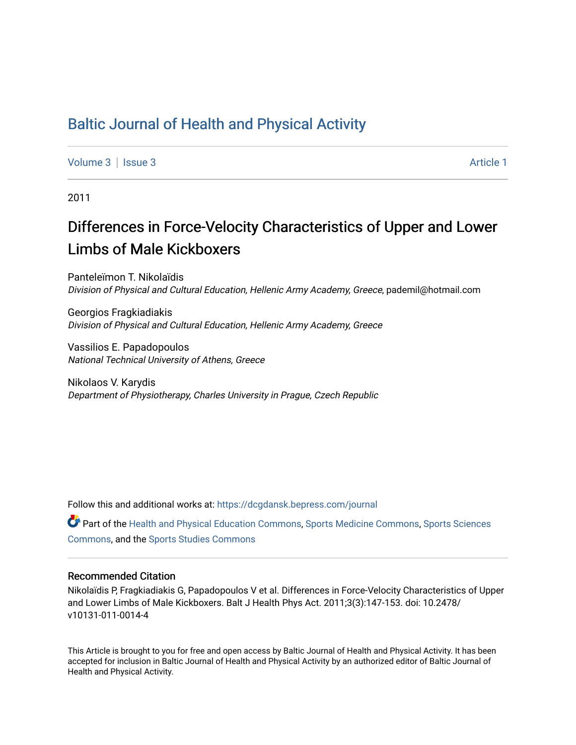# Baltic Journal of Health and Physical Activity

Volume 3 | Issue 3 Article 1

2011

## Differences in Force-Velocity Characteristics of Upper and Lower Limbs of Male Kickboxers

Panteleïmon T. Nikolaïdis
*Division of Physical and Cultural Education, Hellenic Army Academy, Greece*, pademil@hotmail.com

Georgios Fragkiadiakis
*Division of Physical and Cultural Education, Hellenic Army Academy, Greece*

Vassilios E. Papadopoulos
*National Technical University of Athens, Greece*

Nikolaos V. Karydis
*Department of Physiotherapy, Charles University in Prague, Czech Republic*

Follow this and additional works at: https://dcgdansk.bepress.com/journal

Part of the Health and Physical Education Commons, Sports Medicine Commons, Sports Sciences Commons, and the Sports Studies Commons

### Recommended Citation

Nikolaïdis P, Fragkiadiakis G, Papadopoulos V et al. Differences in Force-Velocity Characteristics of Upper and Lower Limbs of Male Kickboxers. Balt J Health Phys Act. 2011;3(3):147-153. doi: 10.2478/v10131-011-0014-4

This Article is brought to you for free and open access by Baltic Journal of Health and Physical Activity. It has been accepted for inclusion in Baltic Journal of Health and Physical Activity by an authorized editor of Baltic Journal of Health and Physical Activity.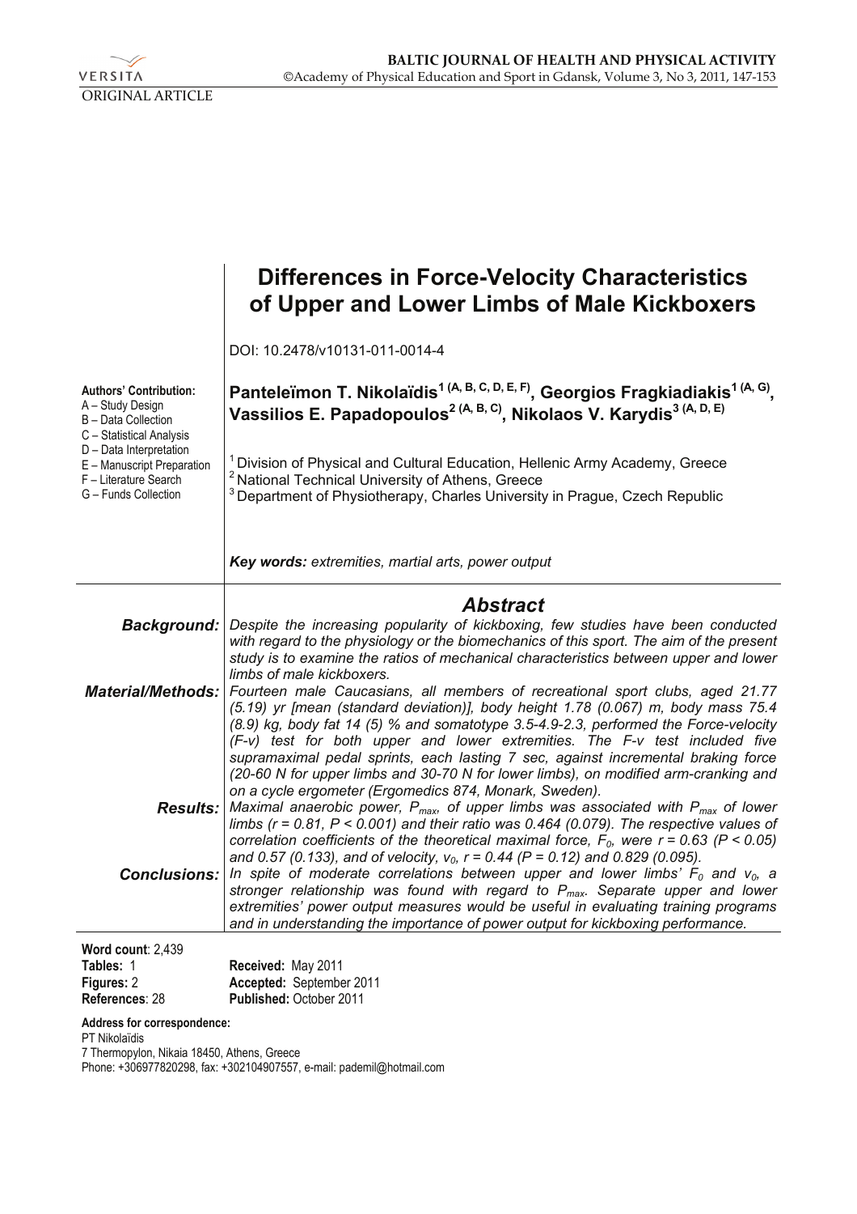VERSITA

ORIGINAL ARTICLE

# Differences in Force-Velocity Characteristics of Upper and Lower Limbs of Male Kickboxers

DOI: 10.2478/v10131-011-0014-4

**Authors' Contribution:**
A – Study Design
B – Data Collection
C – Statistical Analysis
D – Data Interpretation
E – Manuscript Preparation
F – Literature Search
G – Funds Collection

**Panteleïmon T. Nikolaïdis[1 (A, B, C, D, E, F)], Georgios Fragkiadiakis[1 (A, G)], Vassilios E. Papadopoulos[2 (A, B, C)], Nikolaos V. Karydis[3 (A, D, E)]**

[1] Division of Physical and Cultural Education, Hellenic Army Academy, Greece
[2] National Technical University of Athens, Greece
[3] Department of Physiotherapy, Charles University in Prague, Czech Republic

***Key words:*** *extremities, martial arts, power output*

## Abstract

***Background:*** *Despite the increasing popularity of kickboxing, few studies have been conducted with regard to the physiology or the biomechanics of this sport. The aim of the present study is to examine the ratios of mechanical characteristics between upper and lower limbs of male kickboxers.*

***Material/Methods:*** *Fourteen male Caucasians, all members of recreational sport clubs, aged 21.77 (5.19) yr [mean (standard deviation)], body height 1.78 (0.067) m, body mass 75.4 (8.9) kg, body fat 14 (5) % and somatotype 3.5-4.9-2.3, performed the Force-velocity (F-v) test for both upper and lower extremities. The F-v test included five supramaximal pedal sprints, each lasting 7 sec, against incremental braking force (20-60 N for upper limbs and 30-70 N for lower limbs), on modified arm-cranking and on a cycle ergometer (Ergomedics 874, Monark, Sweden).*

***Results:*** *Maximal anaerobic power, $P_{max}$, of upper limbs was associated with $P_{max}$ of lower limbs ($r = 0.81$, $P < 0.001$) and their ratio was 0.464 (0.079). The respective values of correlation coefficients of the theoretical maximal force, $F_0$, were $r = 0.63$ ($P < 0.05$) and 0.57 (0.133), and of velocity, $v_0$, $r = 0.44$ ($P = 0.12$) and 0.829 (0.095).*

***Conclusions:*** *In spite of moderate correlations between upper and lower limbs' $F_0$ and $v_0$, a stronger relationship was found with regard to $P_{max}$. Separate upper and lower extremities' power output measures would be useful in evaluating training programs and in understanding the importance of power output for kickboxing performance.*

**Word count**: 2,439
**Tables:** 1
**Figures:** 2
**References**: 28

**Received:** May 2011
**Accepted:** September 2011
**Published:** October 2011

**Address for correspondence:**
PT Nikolaïdis
7 Thermopylon, Nikaia 18450, Athens, Greece
Phone: +306977820298, fax: +302104907557, e-mail: pademil@hotmail.com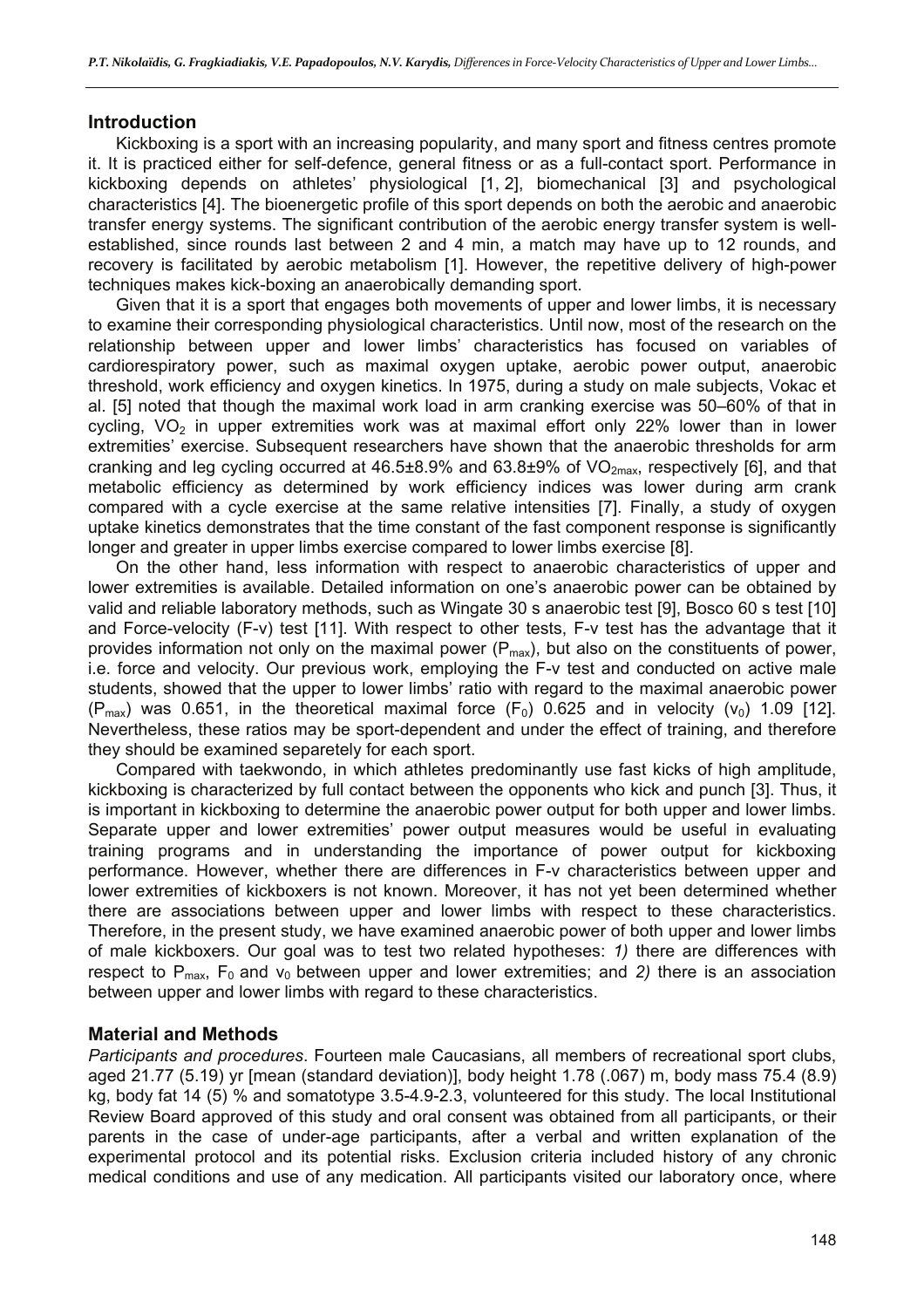## Introduction

Kickboxing is a sport with an increasing popularity, and many sport and fitness centres promote it. It is practiced either for self-defence, general fitness or as a full-contact sport. Performance in kickboxing depends on athletes' physiological [1, 2], biomechanical [3] and psychological characteristics [4]. The bioenergetic profile of this sport depends on both the aerobic and anaerobic transfer energy systems. The significant contribution of the aerobic energy transfer system is well-established, since rounds last between 2 and 4 min, a match may have up to 12 rounds, and recovery is facilitated by aerobic metabolism [1]. However, the repetitive delivery of high-power techniques makes kick-boxing an anaerobically demanding sport.

Given that it is a sport that engages both movements of upper and lower limbs, it is necessary to examine their corresponding physiological characteristics. Until now, most of the research on the relationship between upper and lower limbs' characteristics has focused on variables of cardiorespiratory power, such as maximal oxygen uptake, aerobic power output, anaerobic threshold, work efficiency and oxygen kinetics. In 1975, during a study on male subjects, Vokac et al. [5] noted that though the maximal work load in arm cranking exercise was 50–60% of that in cycling, $VO_2$ in upper extremities work was at maximal effort only 22% lower than in lower extremities' exercise. Subsequent researchers have shown that the anaerobic thresholds for arm cranking and leg cycling occurred at 46.5±8.9% and 63.8±9% of $VO_{2max}$, respectively [6], and that metabolic efficiency as determined by work efficiency indices was lower during arm crank compared with a cycle exercise at the same relative intensities [7]. Finally, a study of oxygen uptake kinetics demonstrates that the time constant of the fast component response is significantly longer and greater in upper limbs exercise compared to lower limbs exercise [8].

On the other hand, less information with respect to anaerobic characteristics of upper and lower extremities is available. Detailed information on one's anaerobic power can be obtained by valid and reliable laboratory methods, such as Wingate 30 s anaerobic test [9], Bosco 60 s test [10] and Force-velocity (F-v) test [11]. With respect to other tests, F-v test has the advantage that it provides information not only on the maximal power ($P_{max}$), but also on the constituents of power, i.e. force and velocity. Our previous work, employing the F-v test and conducted on active male students, showed that the upper to lower limbs' ratio with regard to the maximal anaerobic power ($P_{max}$) was 0.651, in the theoretical maximal force ($F_0$) 0.625 and in velocity ($v_0$) 1.09 [12]. Nevertheless, these ratios may be sport-dependent and under the effect of training, and therefore they should be examined separetely for each sport.

Compared with taekwondo, in which athletes predominantly use fast kicks of high amplitude, kickboxing is characterized by full contact between the opponents who kick and punch [3]. Thus, it is important in kickboxing to determine the anaerobic power output for both upper and lower limbs. Separate upper and lower extremities' power output measures would be useful in evaluating training programs and in understanding the importance of power output for kickboxing performance. However, whether there are differences in F-v characteristics between upper and lower extremities of kickboxers is not known. Moreover, it has not yet been determined whether there are associations between upper and lower limbs with respect to these characteristics. Therefore, in the present study, we have examined anaerobic power of both upper and lower limbs of male kickboxers. Our goal was to test two related hypotheses: *1)* there are differences with respect to $P_{max}$, $F_0$ and $v_0$ between upper and lower extremities; and *2)* there is an association between upper and lower limbs with regard to these characteristics.

## Material and Methods

*Participants and procedures*. Fourteen male Caucasians, all members of recreational sport clubs, aged 21.77 (5.19) yr [mean (standard deviation)], body height 1.78 (.067) m, body mass 75.4 (8.9) kg, body fat 14 (5) % and somatotype 3.5-4.9-2.3, volunteered for this study. The local Institutional Review Board approved of this study and oral consent was obtained from all participants, or their parents in the case of under-age participants, after a verbal and written explanation of the experimental protocol and its potential risks. Exclusion criteria included history of any chronic medical conditions and use of any medication. All participants visited our laboratory once, where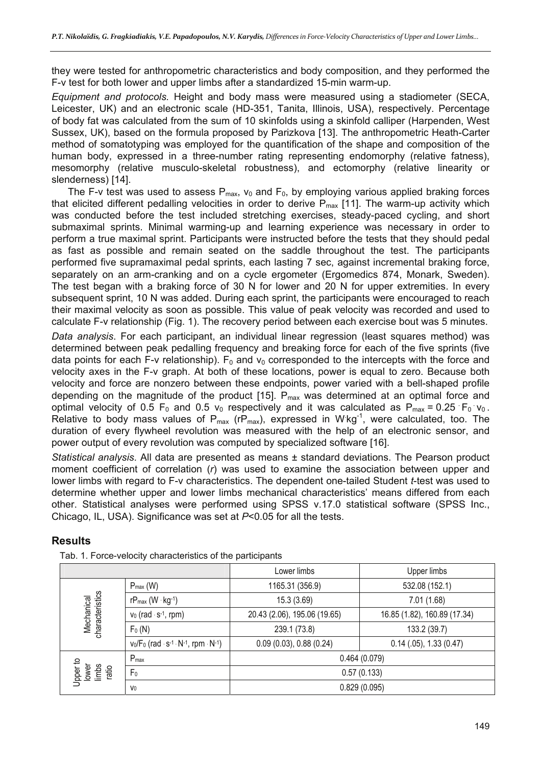they were tested for anthropometric characteristics and body composition, and they performed the F-v test for both lower and upper limbs after a standardized 15-min warm-up.

*Equipment and protocols.* Height and body mass were measured using a stadiometer (SECA, Leicester, UK) and an electronic scale (HD-351, Tanita, Illinois, USA), respectively. Percentage of body fat was calculated from the sum of 10 skinfolds using a skinfold calliper (Harpenden, West Sussex, UK), based on the formula proposed by Parizkova [13]. The anthropometric Heath-Carter method of somatotyping was employed for the quantification of the shape and composition of the human body, expressed in a three-number rating representing endomorphy (relative fatness), mesomorphy (relative musculo-skeletal robustness), and ectomorphy (relative linearity or slenderness) [14].

The F-v test was used to assess $P_{max}$, $v_0$ and $F_0$, by employing various applied braking forces that elicited different pedalling velocities in order to derive $P_{max}$ [11]. The warm-up activity which was conducted before the test included stretching exercises, steady-paced cycling, and short submaximal sprints. Minimal warming-up and learning experience was necessary in order to perform a true maximal sprint. Participants were instructed before the tests that they should pedal as fast as possible and remain seated on the saddle throughout the test. The participants performed five supramaximal pedal sprints, each lasting 7 sec, against incremental braking force, separately on an arm-cranking and on a cycle ergometer (Ergomedics 874, Monark, Sweden). The test began with a braking force of 30 N for lower and 20 N for upper extremities. In every subsequent sprint, 10 N was added. During each sprint, the participants were encouraged to reach their maximal velocity as soon as possible. This value of peak velocity was recorded and used to calculate F-v relationship (Fig. 1). The recovery period between each exercise bout was 5 minutes.

*Data analysis*. For each participant, an individual linear regression (least squares method) was determined between peak pedalling frequency and breaking force for each of the five sprints (five data points for each F-v relationship). $F_0$ and $v_0$ corresponded to the intercepts with the force and velocity axes in the F-v graph. At both of these locations, power is equal to zero. Because both velocity and force are nonzero between these endpoints, power varied with a bell-shaped profile depending on the magnitude of the product [15]. $P_{max}$ was determined at an optimal force and optimal velocity of 0.5 $F_0$ and 0.5 $v_0$ respectively and it was calculated as $P_{max} = 0.25 \cdot F_0 \cdot v_0$. Relative to body mass values of $P_{max}$ ($rP_{max}$), expressed in $W \cdot kg^{-1}$, were calculated, too. The duration of every flywheel revolution was measured with the help of an electronic sensor, and power output of every revolution was computed by specialized software [16].

*Statistical analysis*. All data are presented as means ± standard deviations. The Pearson product moment coefficient of correlation (*r*) was used to examine the association between upper and lower limbs with regard to F-v characteristics. The dependent one-tailed Student *t*-test was used to determine whether upper and lower limbs mechanical characteristics' means differed from each other. Statistical analyses were performed using SPSS v.17.0 statistical software (SPSS Inc., Chicago, IL, USA). Significance was set at *P*<0.05 for all the tests.

## Results

Tab. 1. Force-velocity characteristics of the participants

| | | Lower limbs | Upper limbs |
|---|---|---|---|
| Mechanical characteristics | $P_{max}$ (W) | 1165.31 (356.9) | 532.08 (152.1) |
| | $rP_{max}$ ($W \cdot kg^{-1}$) | 15.3 (3.69) | 7.01 (1.68) |
| | $v_0$ ($rad \cdot s^{-1}$, rpm) | 20.43 (2.06), 195.06 (19.65) | 16.85 (1.82), 160.89 (17.34) |
| | $F_0$ (N) | 239.1 (73.8) | 133.2 (39.7) |
| | $v_0/F_0$ ($rad \cdot s^{-1} \cdot N^{-1}$, $rpm \cdot N^{-1}$) | 0.09 (0.03), 0.88 (0.24) | 0.14 (.05), 1.33 (0.47) |
| Upper to lower limbs ratio | $P_{max}$ | 0.464 (0.079) | |
| | $F_0$ | 0.57 (0.133) | |
| | $v_0$ | 0.829 (0.095) | |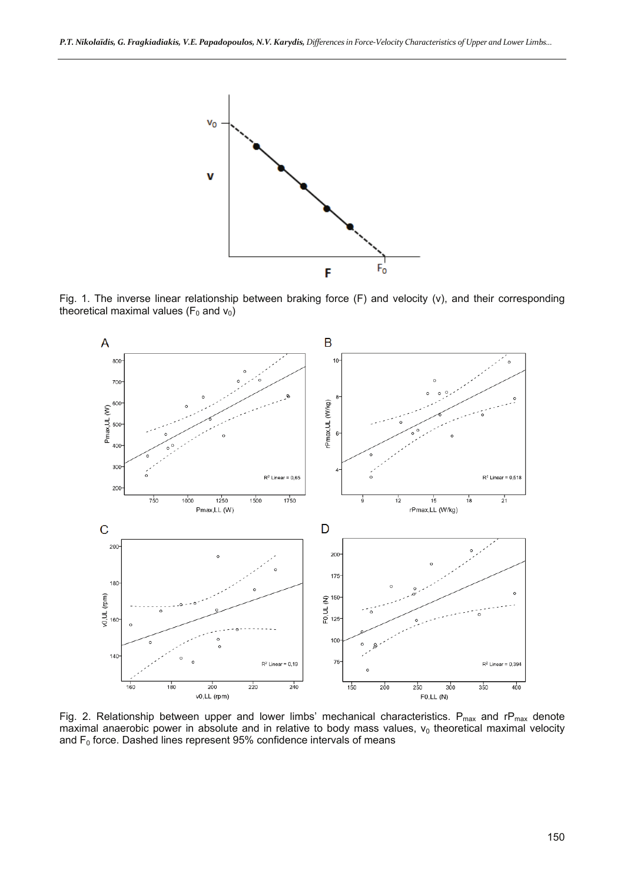$v_0$

v

F

$F_0$

Fig. 1. The inverse linear relationship between braking force (F) and velocity (v), and their corresponding theoretical maximal values ($F_0$ and $v_0$)

A

Pmax,UL (W)

Pmax,LL (W)

$R^2$ Linear = 0,65

B

rPmax,UL (W/kg)

rPmax,LL (W/kg)

$R^2$ Linear = 0,518

C

v0,UL (rpm)

v0,LL (rpm)

$R^2$ Linear = 0,19

D

F0,UL (N)

F0,LL (N)

$R^2$ Linear = 0,394

Fig. 2. Relationship between upper and lower limbs' mechanical characteristics. $P_{max}$ and $rP_{max}$ denote maximal anaerobic power in absolute and in relative to body mass values, $v_0$ theoretical maximal velocity and $F_0$ force. Dashed lines represent 95% confidence intervals of means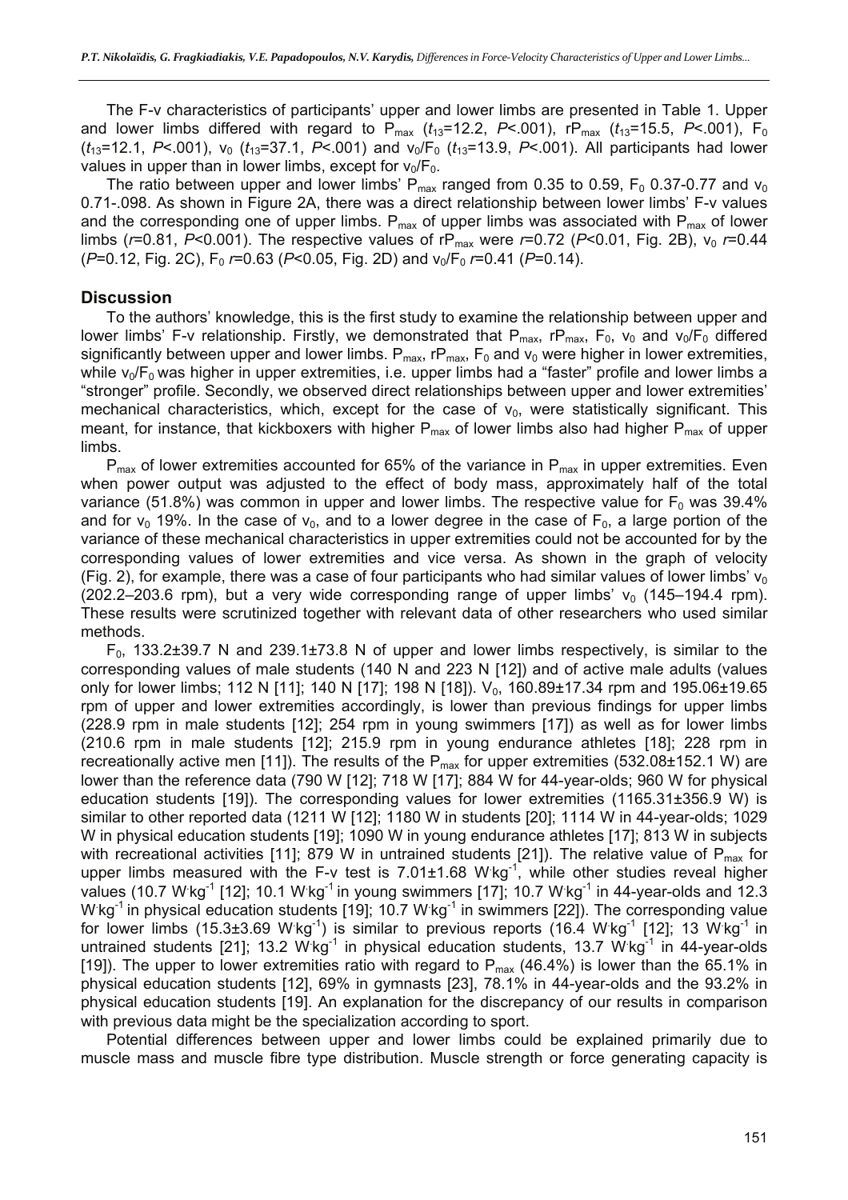The F-v characteristics of participants' upper and lower limbs are presented in Table 1. Upper and lower limbs differed with regard to $P_{max}$ ($t_{13}$=12.2, *P*<.001), $rP_{max}$ ($t_{13}$=15.5, *P*<.001), $F_0$ ($t_{13}$=12.1, *P*<.001), $v_0$ ($t_{13}$=37.1, *P*<.001) and $v_0/F_0$ ($t_{13}$=13.9, *P*<.001). All participants had lower values in upper than in lower limbs, except for $v_0/F_0$.

The ratio between upper and lower limbs' $P_{max}$ ranged from 0.35 to 0.59, $F_0$ 0.37-0.77 and $v_0$ 0.71-.098. As shown in Figure 2A, there was a direct relationship between lower limbs' F-v values and the corresponding one of upper limbs. $P_{max}$ of upper limbs was associated with $P_{max}$ of lower limbs (*r*=0.81, *P*<0.001). The respective values of $rP_{max}$ were *r*=0.72 (*P*<0.01, Fig. 2B), $v_0$ *r*=0.44 (*P*=0.12, Fig. 2C), $F_0$ *r*=0.63 (*P*<0.05, Fig. 2D) and $v_0/F_0$ *r*=0.41 (*P*=0.14).

## Discussion

To the authors' knowledge, this is the first study to examine the relationship between upper and lower limbs' F-v relationship. Firstly, we demonstrated that $P_{max}$, $rP_{max}$, $F_0$, $v_0$ and $v_0/F_0$ differed significantly between upper and lower limbs. $P_{max}$, $rP_{max}$, $F_0$ and $v_0$ were higher in lower extremities, while $v_0/F_0$ was higher in upper extremities, i.e. upper limbs had a "faster" profile and lower limbs a "stronger" profile. Secondly, we observed direct relationships between upper and lower extremities' mechanical characteristics, which, except for the case of $v_0$, were statistically significant. This meant, for instance, that kickboxers with higher $P_{max}$ of lower limbs also had higher $P_{max}$ of upper limbs.

$P_{max}$ of lower extremities accounted for 65% of the variance in $P_{max}$ in upper extremities. Even when power output was adjusted to the effect of body mass, approximately half of the total variance (51.8%) was common in upper and lower limbs. The respective value for $F_0$ was 39.4% and for $v_0$ 19%. In the case of $v_0$, and to a lower degree in the case of $F_0$, a large portion of the variance of these mechanical characteristics in upper extremities could not be accounted for by the corresponding values of lower extremities and vice versa. As shown in the graph of velocity (Fig. 2), for example, there was a case of four participants who had similar values of lower limbs' $v_0$ (202.2–203.6 rpm), but a very wide corresponding range of upper limbs' $v_0$ (145–194.4 rpm). These results were scrutinized together with relevant data of other researchers who used similar methods.

$F_0$, 133.2±39.7 N and 239.1±73.8 N of upper and lower limbs respectively, is similar to the corresponding values of male students (140 N and 223 N [12]) and of active male adults (values only for lower limbs; 112 N [11]; 140 N [17]; 198 N [18]). $V_0$, 160.89±17.34 rpm and 195.06±19.65 rpm of upper and lower extremities accordingly, is lower than previous findings for upper limbs (228.9 rpm in male students [12]; 254 rpm in young swimmers [17]) as well as for lower limbs (210.6 rpm in male students [12]; 215.9 rpm in young endurance athletes [18]; 228 rpm in recreationally active men [11]). The results of the $P_{max}$ for upper extremities (532.08±152.1 W) are lower than the reference data (790 W [12]; 718 W [17]; 884 W for 44-year-olds; 960 W for physical education students [19]). The corresponding values for lower extremities (1165.31±356.9 W) is similar to other reported data (1211 W [12]; 1180 W in students [20]; 1114 W in 44-year-olds; 1029 W in physical education students [19]; 1090 W in young endurance athletes [17]; 813 W in subjects with recreational activities [11]; 879 W in untrained students [21]). The relative value of $P_{max}$ for upper limbs measured with the F-v test is 7.01±1.68 $W \cdot kg^{-1}$, while other studies reveal higher values (10.7 $W \cdot kg^{-1}$ [12]; 10.1 $W \cdot kg^{-1}$ in young swimmers [17]; 10.7 $W \cdot kg^{-1}$ in 44-year-olds and 12.3 $W \cdot kg^{-1}$ in physical education students [19]; 10.7 $W \cdot kg^{-1}$ in swimmers [22]). The corresponding value for lower limbs (15.3±3.69 $W \cdot kg^{-1}$) is similar to previous reports (16.4 $W \cdot kg^{-1}$ [12]; 13 $W \cdot kg^{-1}$ in untrained students [21]; 13.2 $W \cdot kg^{-1}$ in physical education students, 13.7 $W \cdot kg^{-1}$ in 44-year-olds [19]). The upper to lower extremities ratio with regard to $P_{max}$ (46.4%) is lower than the 65.1% in physical education students [12], 69% in gymnasts [23], 78.1% in 44-year-olds and the 93.2% in physical education students [19]. An explanation for the discrepancy of our results in comparison with previous data might be the specialization according to sport.

Potential differences between upper and lower limbs could be explained primarily due to muscle mass and muscle fibre type distribution. Muscle strength or force generating capacity is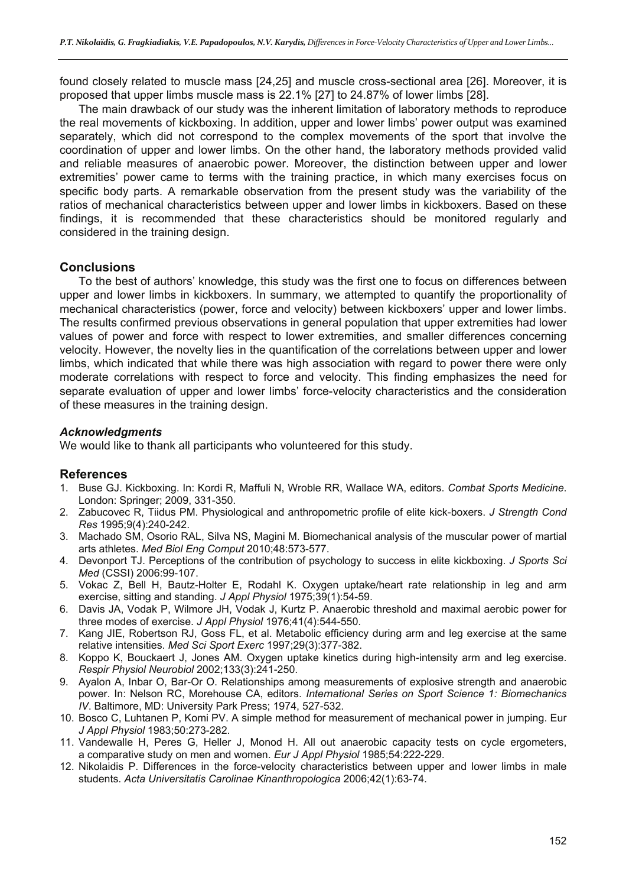found closely related to muscle mass [24,25] and muscle cross-sectional area [26]. Moreover, it is proposed that upper limbs muscle mass is 22.1% [27] to 24.87% of lower limbs [28].

The main drawback of our study was the inherent limitation of laboratory methods to reproduce the real movements of kickboxing. In addition, upper and lower limbs' power output was examined separately, which did not correspond to the complex movements of the sport that involve the coordination of upper and lower limbs. On the other hand, the laboratory methods provided valid and reliable measures of anaerobic power. Moreover, the distinction between upper and lower extremities' power came to terms with the training practice, in which many exercises focus on specific body parts. A remarkable observation from the present study was the variability of the ratios of mechanical characteristics between upper and lower limbs in kickboxers. Based on these findings, it is recommended that these characteristics should be monitored regularly and considered in the training design.

## Conclusions

To the best of authors' knowledge, this study was the first one to focus on differences between upper and lower limbs in kickboxers. In summary, we attempted to quantify the proportionality of mechanical characteristics (power, force and velocity) between kickboxers' upper and lower limbs. The results confirmed previous observations in general population that upper extremities had lower values of power and force with respect to lower extremities, and smaller differences concerning velocity. However, the novelty lies in the quantification of the correlations between upper and lower limbs, which indicated that while there was high association with regard to power there were only moderate correlations with respect to force and velocity. This finding emphasizes the need for separate evaluation of upper and lower limbs' force-velocity characteristics and the consideration of these measures in the training design.

### *Acknowledgments*

We would like to thank all participants who volunteered for this study.

## References

1. Buse GJ. Kickboxing. In: Kordi R, Maffuli N, Wroble RR, Wallace WA, editors. *Combat Sports Medicine*. London: Springer; 2009, 331-350.
2. Zabucovec R, Tiidus PM. Physiological and anthropometric profile of elite kick-boxers. *J Strength Cond Res* 1995;9(4):240-242.
3. Machado SM, Osorio RAL, Silva NS, Magini M. Biomechanical analysis of the muscular power of martial arts athletes. *Med Biol Eng Comput* 2010;48:573-577.
4. Devonport TJ. Perceptions of the contribution of psychology to success in elite kickboxing. *J Sports Sci Med* (CSSI) 2006:99-107.
5. Vokac Z, Bell H, Bautz-Holter E, Rodahl K. Oxygen uptake/heart rate relationship in leg and arm exercise, sitting and standing. *J Appl Physiol* 1975;39(1):54-59.
6. Davis JA, Vodak P, Wilmore JH, Vodak J, Kurtz P. Anaerobic threshold and maximal aerobic power for three modes of exercise. *J Appl Physiol* 1976;41(4):544-550.
7. Kang JIE, Robertson RJ, Goss FL, et al. Metabolic efficiency during arm and leg exercise at the same relative intensities. *Med Sci Sport Exerc* 1997;29(3):377-382.
8. Koppo K, Bouckaert J, Jones AM. Oxygen uptake kinetics during high-intensity arm and leg exercise. *Respir Physiol Neurobiol* 2002;133(3):241-250.
9. Ayalon A, Inbar O, Bar-Or O. Relationships among measurements of explosive strength and anaerobic power. In: Nelson RC, Morehouse CA, editors. *International Series on Sport Science 1: Biomechanics IV*. Baltimore, MD: University Park Press; 1974, 527-532.
10. Bosco C, Luhtanen P, Komi PV. A simple method for measurement of mechanical power in jumping. Eur *J Appl Physiol* 1983;50:273-282.
11. Vandewalle H, Peres G, Heller J, Monod H. All out anaerobic capacity tests on cycle ergometers, a comparative study on men and women. *Eur J Appl Physiol* 1985;54:222-229.
12. Nikolaidis P. Differences in the force-velocity characteristics between upper and lower limbs in male students. *Acta Universitatis Carolinae Kinanthropologica* 2006;42(1):63-74.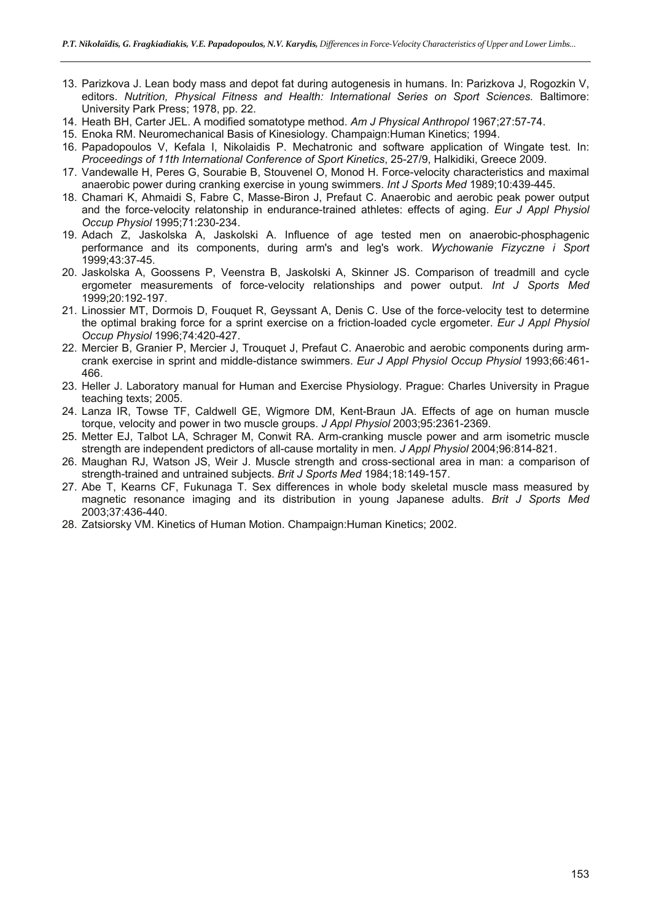13. Parizkova J. Lean body mass and depot fat during autogenesis in humans. In: Parizkova J, Rogozkin V, editors. *Nutrition, Physical Fitness and Health: International Series on Sport Sciences.* Baltimore: University Park Press; 1978, pp. 22.
14. Heath BH, Carter JEL. A modified somatotype method. *Am J Physical Anthropol* 1967;27:57-74.
15. Enoka RM. Neuromechanical Basis of Kinesiology. Champaign:Human Kinetics; 1994.
16. Papadopoulos V, Kefala I, Nikolaidis P. Mechatronic and software application of Wingate test. In: *Proceedings of 11th International Conference of Sport Kinetics*, 25-27/9, Halkidiki, Greece 2009.
17. Vandewalle H, Peres G, Sourabie B, Stouvenel O, Monod H. Force-velocity characteristics and maximal anaerobic power during cranking exercise in young swimmers. *Int J Sports Med* 1989;10:439-445.
18. Chamari K, Ahmaidi S, Fabre C, Masse-Biron J, Prefaut C. Anaerobic and aerobic peak power output and the force-velocity relatonship in endurance-trained athletes: effects of aging. *Eur J Appl Physiol Occup Physiol* 1995;71:230-234.
19. Adach Z, Jaskolska A, Jaskolski A. Influence of age tested men on anaerobic-phosphagenic performance and its components, during arm's and leg's work. *Wychowanie Fizyczne i Sport* 1999;43:37-45.
20. Jaskolska A, Goossens P, Veenstra B, Jaskolski A, Skinner JS. Comparison of treadmill and cycle ergometer measurements of force-velocity relationships and power output. *Int J Sports Med* 1999;20:192-197.
21. Linossier MT, Dormois D, Fouquet R, Geyssant A, Denis C. Use of the force-velocity test to determine the optimal braking force for a sprint exercise on a friction-loaded cycle ergometer. *Eur J Appl Physiol Occup Physiol* 1996;74:420-427.
22. Mercier B, Granier P, Mercier J, Trouquet J, Prefaut C. Anaerobic and aerobic components during arm-crank exercise in sprint and middle-distance swimmers. *Eur J Appl Physiol Occup Physiol* 1993;66:461-466.
23. Heller J. Laboratory manual for Human and Exercise Physiology. Prague: Charles University in Prague teaching texts; 2005.
24. Lanza IR, Towse TF, Caldwell GE, Wigmore DM, Kent-Braun JA. Effects of age on human muscle torque, velocity and power in two muscle groups. *J Appl Physiol* 2003;95:2361-2369.
25. Metter EJ, Talbot LA, Schrager M, Conwit RA. Arm-cranking muscle power and arm isometric muscle strength are independent predictors of all-cause mortality in men. *J Appl Physiol* 2004;96:814-821.
26. Maughan RJ, Watson JS, Weir J. Muscle strength and cross-sectional area in man: a comparison of strength-trained and untrained subjects. *Brit J Sports Med* 1984;18:149-157.
27. Abe T, Kearns CF, Fukunaga T. Sex differences in whole body skeletal muscle mass measured by magnetic resonance imaging and its distribution in young Japanese adults. *Brit J Sports Med* 2003;37:436-440.
28. Zatsiorsky VM. Kinetics of Human Motion. Champaign:Human Kinetics; 2002.